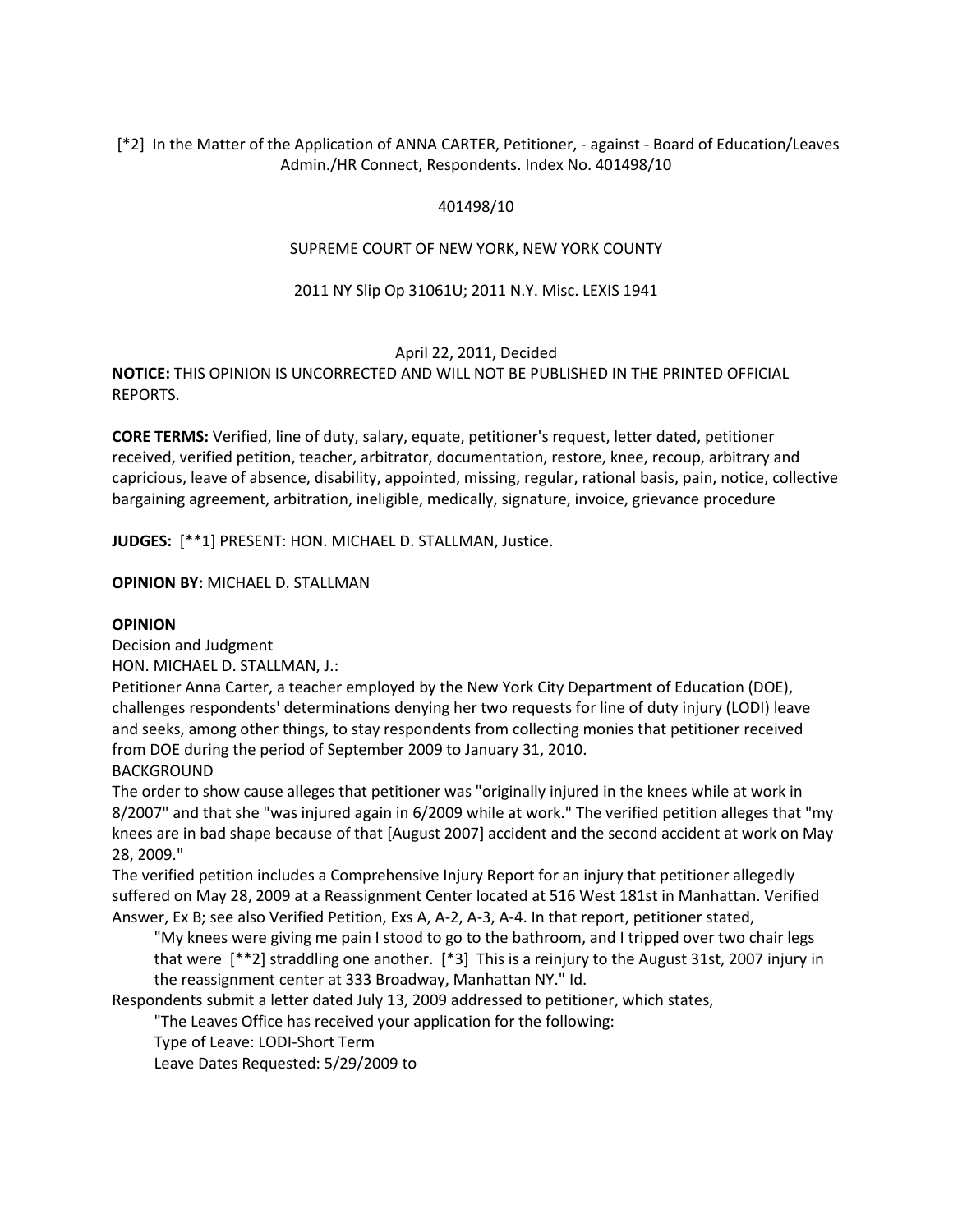[*2] In the Matter of the Application of ANNA CARTER, Petitioner, - against - Board of Education/Leaves Admin./HR Connect, Respondents. Index No. 401498/10

401498/10

SUPREME COURT OF NEW YORK, NEW YORK COUNTY

2011 NY Slip Op 31061U; 2011 N.Y. Misc. LEXIS 1941

April 22, 2011, Decided

**NOTICE:** THIS OPINION IS UNCORRECTED AND WILL NOT BE PUBLISHED IN THE PRINTED OFFICIAL REPORTS.

**CORE TERMS:** Verified, line of duty, salary, equate, petitioner's request, letter dated, petitioner received, verified petition, teacher, arbitrator, documentation, restore, knee, recoup, arbitrary and capricious, leave of absence, disability, appointed, missing, regular, rational basis, pain, notice, collective bargaining agreement, arbitration, ineligible, medically, signature, invoice, grievance procedure

**JUDGES:** [**1] PRESENT: HON. MICHAEL D. STALLMAN, Justice.

**OPINION BY:** MICHAEL D. STALLMAN

**OPINION**

Decision and Judgment

HON. MICHAEL D. STALLMAN, J.:

Petitioner Anna Carter, a teacher employed by the New York City Department of Education (DOE), challenges respondents' determinations denying her two requests for line of duty injury (LODI) leave and seeks, among other things, to stay respondents from collecting monies that petitioner received from DOE during the period of September 2009 to January 31, 2010.

BACKGROUND

The order to show cause alleges that petitioner was "originally injured in the knees while at work in 8/2007" and that she "was injured again in 6/2009 while at work." The verified petition alleges that "my knees are in bad shape because of that [August 2007] accident and the second accident at work on May 28, 2009."

The verified petition includes a Comprehensive Injury Report for an injury that petitioner allegedly suffered on May 28, 2009 at a Reassignment Center located at 516 West 181st in Manhattan. Verified Answer, Ex B; see also Verified Petition, Exs A, A-2, A-3, A-4. In that report, petitioner stated,

> "My knees were giving me pain I stood to go to the bathroom, and I tripped over two chair legs that were [**2] straddling one another. [*3] This is a reinjury to the August 31st, 2007 injury in the reassignment center at 333 Broadway, Manhattan NY." Id.

Respondents submit a letter dated July 13, 2009 addressed to petitioner, which states,

> "The Leaves Office has received your application for the following:
>
> Type of Leave: LODI-Short Term
>
> Leave Dates Requested: 5/29/2009 to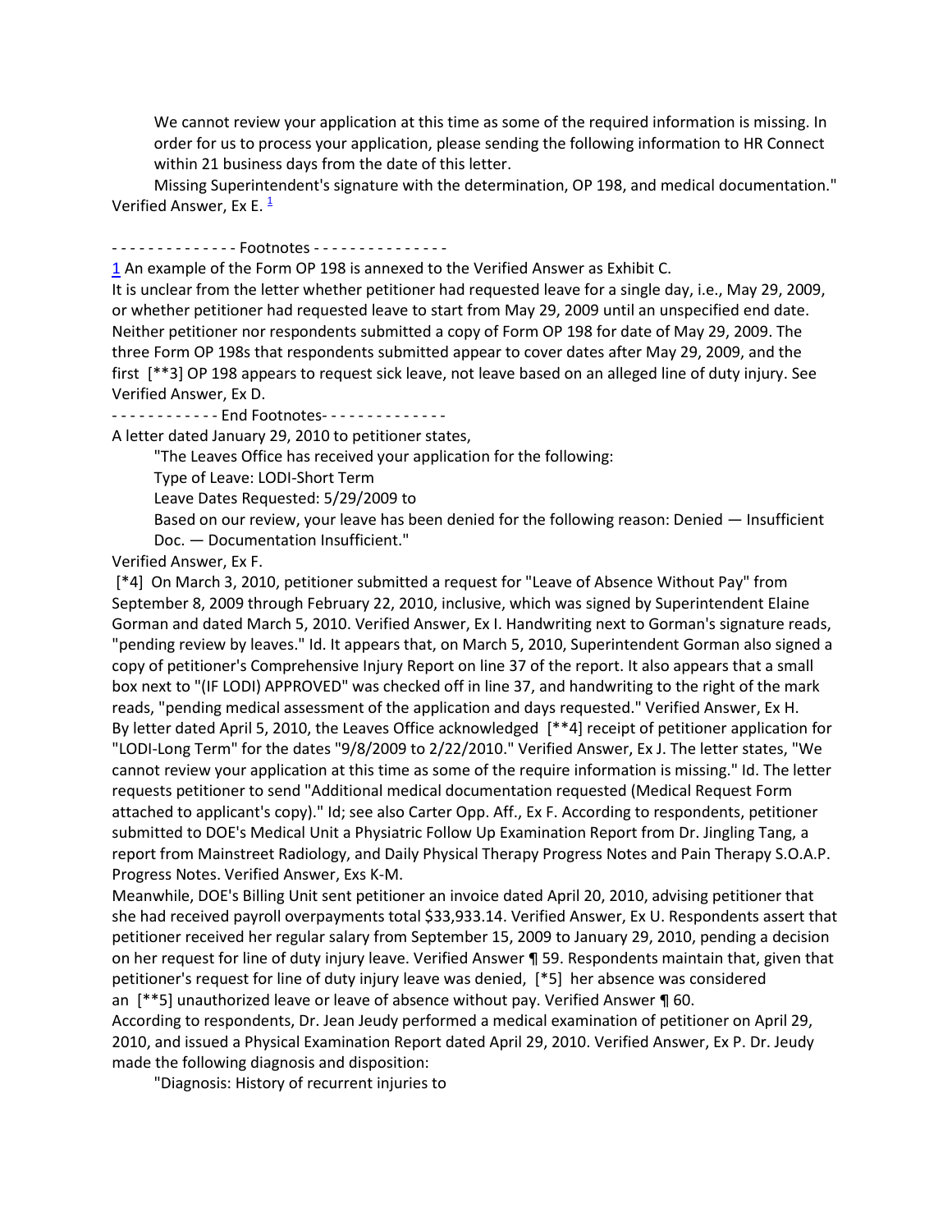We cannot review your application at this time as some of the required information is missing. In order for us to process your application, please sending the following information to HR Connect within 21 business days from the date of this letter.

Missing Superintendent's signature with the determination, OP 198, and medical documentation." Verified Answer, Ex E. [1]

- - - - - - - - - - - - - - Footnotes - - - - - - - - - - - - - - -

[1] An example of the Form OP 198 is annexed to the Verified Answer as Exhibit C.

It is unclear from the letter whether petitioner had requested leave for a single day, i.e., May 29, 2009, or whether petitioner had requested leave to start from May 29, 2009 until an unspecified end date. Neither petitioner nor respondents submitted a copy of Form OP 198 for date of May 29, 2009. The three Form OP 198s that respondents submitted appear to cover dates after May 29, 2009, and the first [**3] OP 198 appears to request sick leave, not leave based on an alleged line of duty injury. See Verified Answer, Ex D.

- - - - - - - - - - - - End Footnotes- - - - - - - - - - - - - -

A letter dated January 29, 2010 to petitioner states,

"The Leaves Office has received your application for the following:

Type of Leave: LODI-Short Term

Leave Dates Requested: 5/29/2009 to

Based on our review, your leave has been denied for the following reason: Denied — Insufficient Doc. — Documentation Insufficient."

Verified Answer, Ex F.

[*4] On March 3, 2010, petitioner submitted a request for "Leave of Absence Without Pay" from September 8, 2009 through February 22, 2010, inclusive, which was signed by Superintendent Elaine Gorman and dated March 5, 2010. Verified Answer, Ex I. Handwriting next to Gorman's signature reads, "pending review by leaves." Id. It appears that, on March 5, 2010, Superintendent Gorman also signed a copy of petitioner's Comprehensive Injury Report on line 37 of the report. It also appears that a small box next to "(IF LODI) APPROVED" was checked off in line 37, and handwriting to the right of the mark reads, "pending medical assessment of the application and days requested." Verified Answer, Ex H.

By letter dated April 5, 2010, the Leaves Office acknowledged [**4] receipt of petitioner application for "LODI-Long Term" for the dates "9/8/2009 to 2/22/2010." Verified Answer, Ex J. The letter states, "We cannot review your application at this time as some of the require information is missing." Id. The letter requests petitioner to send "Additional medical documentation requested (Medical Request Form attached to applicant's copy)." Id; see also Carter Opp. Aff., Ex F. According to respondents, petitioner submitted to DOE's Medical Unit a Physiatric Follow Up Examination Report from Dr. Jingling Tang, a report from Mainstreet Radiology, and Daily Physical Therapy Progress Notes and Pain Therapy S.O.A.P. Progress Notes. Verified Answer, Exs K-M.

Meanwhile, DOE's Billing Unit sent petitioner an invoice dated April 20, 2010, advising petitioner that she had received payroll overpayments total $33,933.14. Verified Answer, Ex U. Respondents assert that petitioner received her regular salary from September 15, 2009 to January 29, 2010, pending a decision on her request for line of duty injury leave. Verified Answer ¶ 59. Respondents maintain that, given that petitioner's request for line of duty injury leave was denied, [*5] her absence was considered an [**5] unauthorized leave or leave of absence without pay. Verified Answer ¶ 60.

According to respondents, Dr. Jean Jeudy performed a medical examination of petitioner on April 29, 2010, and issued a Physical Examination Report dated April 29, 2010. Verified Answer, Ex P. Dr. Jeudy made the following diagnosis and disposition:

"Diagnosis: History of recurrent injuries to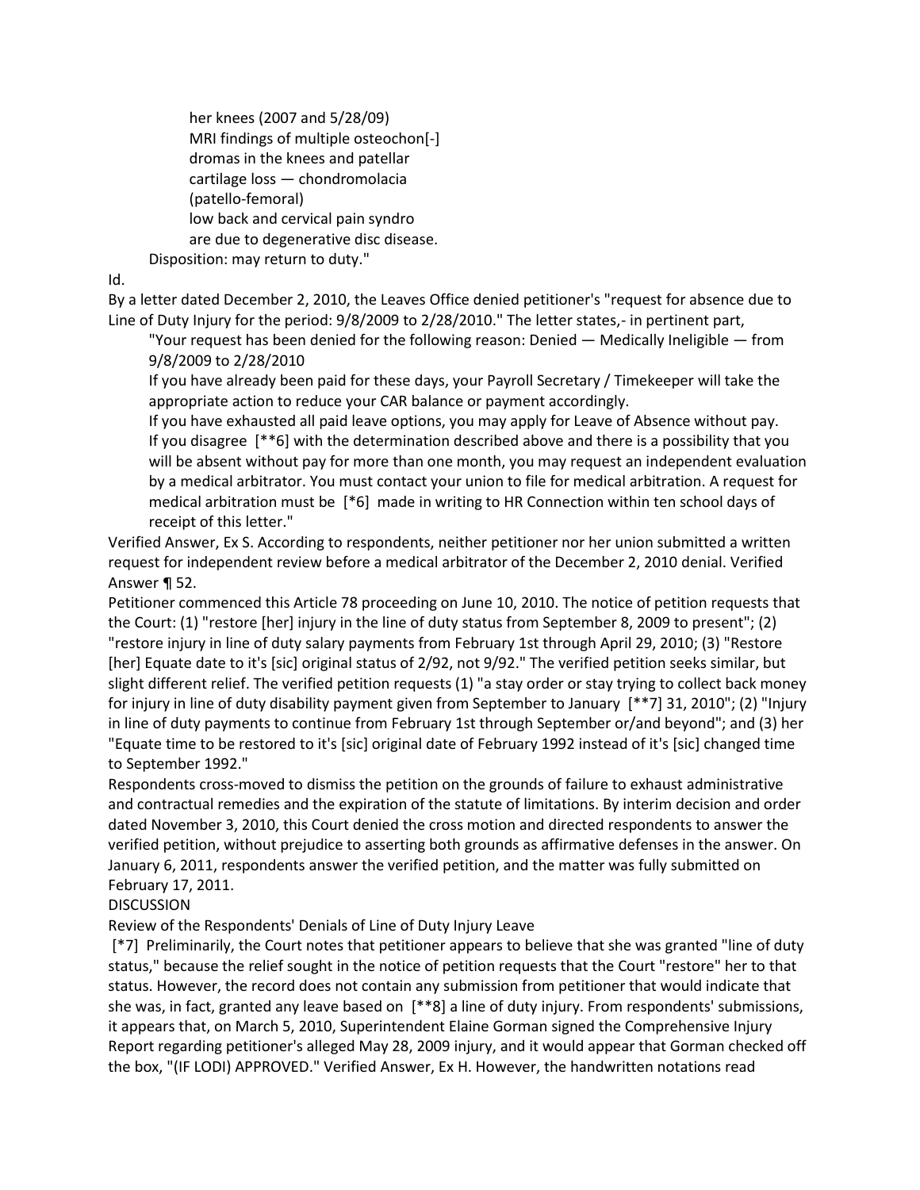her knees (2007 and 5/28/09)
MRI findings of multiple osteochon[-]
dromas in the knees and patellar
cartilage loss — chondromolacia
(patello-femoral)
low back and cervical pain syndro
are due to degenerative disc disease.

Disposition: may return to duty."

Id.

By a letter dated December 2, 2010, the Leaves Office denied petitioner's "request for absence due to Line of Duty Injury for the period: 9/8/2009 to 2/28/2010." The letter states,- in pertinent part,

> "Your request has been denied for the following reason: Denied — Medically Ineligible — from 9/8/2009 to 2/28/2010
>
> If you have already been paid for these days, your Payroll Secretary / Timekeeper will take the appropriate action to reduce your CAR balance or payment accordingly.
>
> If you have exhausted all paid leave options, you may apply for Leave of Absence without pay. If you disagree [**6] with the determination described above and there is a possibility that you will be absent without pay for more than one month, you may request an independent evaluation by a medical arbitrator. You must contact your union to file for medical arbitration. A request for medical arbitration must be [*6] made in writing to HR Connection within ten school days of receipt of this letter."

Verified Answer, Ex S. According to respondents, neither petitioner nor her union submitted a written request for independent review before a medical arbitrator of the December 2, 2010 denial. Verified Answer ¶ 52.

Petitioner commenced this Article 78 proceeding on June 10, 2010. The notice of petition requests that the Court: (1) "restore [her] injury in the line of duty status from September 8, 2009 to present"; (2) "restore injury in line of duty salary payments from February 1st through April 29, 2010; (3) "Restore [her] Equate date to it's [sic] original status of 2/92, not 9/92." The verified petition seeks similar, but slight different relief. The verified petition requests (1) "a stay order or stay trying to collect back money for injury in line of duty disability payment given from September to January [**7] 31, 2010"; (2) "Injury in line of duty payments to continue from February 1st through September or/and beyond"; and (3) her "Equate time to be restored to it's [sic] original date of February 1992 instead of it's [sic] changed time to September 1992."

Respondents cross-moved to dismiss the petition on the grounds of failure to exhaust administrative and contractual remedies and the expiration of the statute of limitations. By interim decision and order dated November 3, 2010, this Court denied the cross motion and directed respondents to answer the verified petition, without prejudice to asserting both grounds as affirmative defenses in the answer. On January 6, 2011, respondents answer the verified petition, and the matter was fully submitted on February 17, 2011.

## DISCUSSION

### Review of the Respondents' Denials of Line of Duty Injury Leave

[*7] Preliminarily, the Court notes that petitioner appears to believe that she was granted "line of duty status," because the relief sought in the notice of petition requests that the Court "restore" her to that status. However, the record does not contain any submission from petitioner that would indicate that she was, in fact, granted any leave based on [**8] a line of duty injury. From respondents' submissions, it appears that, on March 5, 2010, Superintendent Elaine Gorman signed the Comprehensive Injury Report regarding petitioner's alleged May 28, 2009 injury, and it would appear that Gorman checked off the box, "(IF LODI) APPROVED." Verified Answer, Ex H. However, the handwritten notations read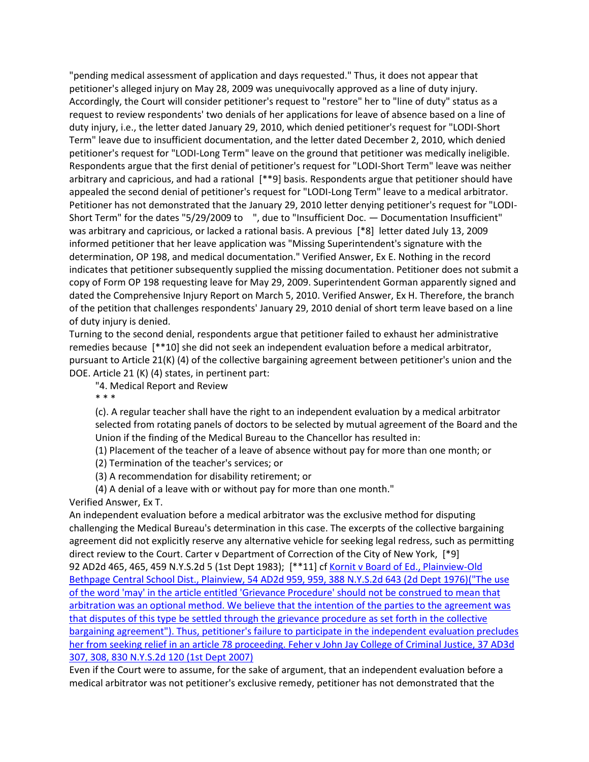"pending medical assessment of application and days requested." Thus, it does not appear that petitioner's alleged injury on May 28, 2009 was unequivocally approved as a line of duty injury. Accordingly, the Court will consider petitioner's request to "restore" her to "line of duty" status as a request to review respondents' two denials of her applications for leave of absence based on a line of duty injury, i.e., the letter dated January 29, 2010, which denied petitioner's request for "LODI-Short Term" leave due to insufficient documentation, and the letter dated December 2, 2010, which denied petitioner's request for "LODI-Long Term" leave on the ground that petitioner was medically ineligible. Respondents argue that the first denial of petitioner's request for "LODI-Short Term" leave was neither arbitrary and capricious, and had a rational [**9] basis. Respondents argue that petitioner should have appealed the second denial of petitioner's request for "LODI-Long Term" leave to a medical arbitrator. Petitioner has not demonstrated that the January 29, 2010 letter denying petitioner's request for "LODI-Short Term" for the dates "5/29/2009 to ", due to "Insufficient Doc. — Documentation Insufficient" was arbitrary and capricious, or lacked a rational basis. A previous [*8] letter dated July 13, 2009 informed petitioner that her leave application was "Missing Superintendent's signature with the determination, OP 198, and medical documentation." Verified Answer, Ex E. Nothing in the record indicates that petitioner subsequently supplied the missing documentation. Petitioner does not submit a copy of Form OP 198 requesting leave for May 29, 2009. Superintendent Gorman apparently signed and dated the Comprehensive Injury Report on March 5, 2010. Verified Answer, Ex H. Therefore, the branch of the petition that challenges respondents' January 29, 2010 denial of short term leave based on a line of duty injury is denied.

Turning to the second denial, respondents argue that petitioner failed to exhaust her administrative remedies because [**10] she did not seek an independent evaluation before a medical arbitrator, pursuant to Article 21(K) (4) of the collective bargaining agreement between petitioner's union and the DOE. Article 21 (K) (4) states, in pertinent part:

> "4. Medical Report and Review
>
> * * *
>
> (c). A regular teacher shall have the right to an independent evaluation by a medical arbitrator selected from rotating panels of doctors to be selected by mutual agreement of the Board and the Union if the finding of the Medical Bureau to the Chancellor has resulted in:
>
> (1) Placement of the teacher of a leave of absence without pay for more than one month; or
>
> (2) Termination of the teacher's services; or
>
> (3) A recommendation for disability retirement; or
>
> (4) A denial of a leave with or without pay for more than one month."

Verified Answer, Ex T.

An independent evaluation before a medical arbitrator was the exclusive method for disputing challenging the Medical Bureau's determination in this case. The excerpts of the collective bargaining agreement did not explicitly reserve any alternative vehicle for seeking legal redress, such as permitting direct review to the Court. Carter v Department of Correction of the City of New York, [*9] 92 AD2d 465, 465, 459 N.Y.S.2d 5 (1st Dept 1983); [**11] cf Kornit v Board of Ed., Plainview-Old Bethpage Central School Dist., Plainview, 54 AD2d 959, 959, 388 N.Y.S.2d 643 (2d Dept 1976)("The use of the word 'may' in the article entitled 'Grievance Procedure' should not be construed to mean that arbitration was an optional method. We believe that the intention of the parties to the agreement was that disputes of this type be settled through the grievance procedure as set forth in the collective bargaining agreement"). Thus, petitioner's failure to participate in the independent evaluation precludes her from seeking relief in an article 78 proceeding. Feher v John Jay College of Criminal Justice, 37 AD3d 307, 308, 830 N.Y.S.2d 120 (1st Dept 2007)

Even if the Court were to assume, for the sake of argument, that an independent evaluation before a medical arbitrator was not petitioner's exclusive remedy, petitioner has not demonstrated that the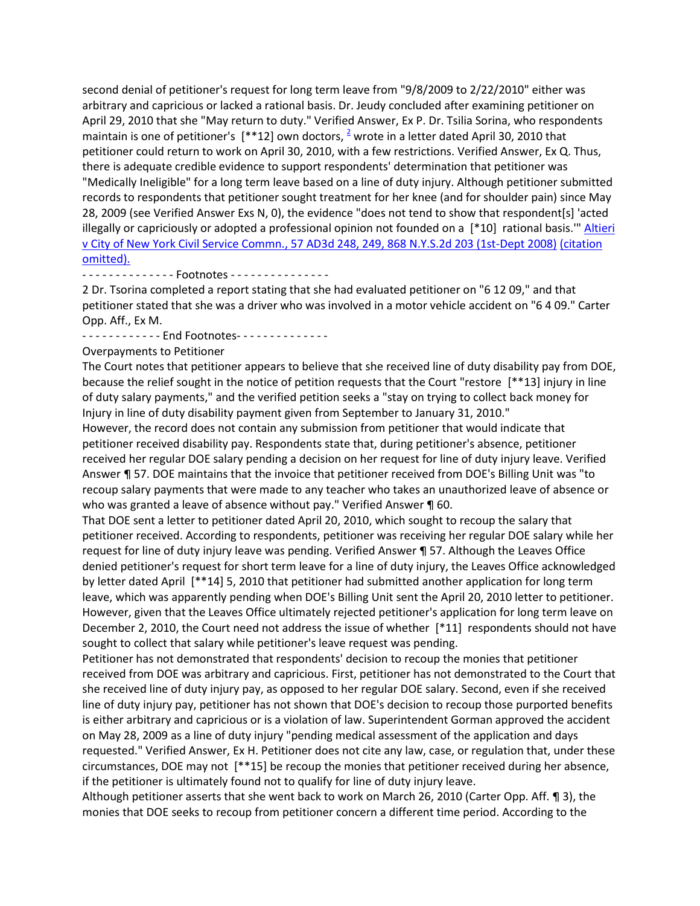second denial of petitioner's request for long term leave from "9/8/2009 to 2/22/2010" either was arbitrary and capricious or lacked a rational basis. Dr. Jeudy concluded after examining petitioner on April 29, 2010 that she "May return to duty." Verified Answer, Ex P. Dr. Tsilia Sorina, who respondents maintain is one of petitioner's [**12] own doctors, [2] wrote in a letter dated April 30, 2010 that petitioner could return to work on April 30, 2010, with a few restrictions. Verified Answer, Ex Q. Thus, there is adequate credible evidence to support respondents' determination that petitioner was "Medically Ineligible" for a long term leave based on a line of duty injury. Although petitioner submitted records to respondents that petitioner sought treatment for her knee (and for shoulder pain) since May 28, 2009 (see Verified Answer Exs N, 0), the evidence "does not tend to show that respondent[s] 'acted illegally or capriciously or adopted a professional opinion not founded on a [*10] rational basis.'" Altieri v City of New York Civil Service Commn., 57 AD3d 248, 249, 868 N.Y.S.2d 203 (1st-Dept 2008) (citation omitted).

- - - - - - - - - - - - - - Footnotes - - - - - - - - - - - - - - -

2 Dr. Tsorina completed a report stating that she had evaluated petitioner on "6 12 09," and that petitioner stated that she was a driver who was involved in a motor vehicle accident on "6 4 09." Carter Opp. Aff., Ex M.

- - - - - - - - - - - - End Footnotes- - - - - - - - - - - - - -

Overpayments to Petitioner

The Court notes that petitioner appears to believe that she received line of duty disability pay from DOE, because the relief sought in the notice of petition requests that the Court "restore [**13] injury in line of duty salary payments," and the verified petition seeks a "stay on trying to collect back money for Injury in line of duty disability payment given from September to January 31, 2010."

However, the record does not contain any submission from petitioner that would indicate that petitioner received disability pay. Respondents state that, during petitioner's absence, petitioner received her regular DOE salary pending a decision on her request for line of duty injury leave. Verified Answer ¶ 57. DOE maintains that the invoice that petitioner received from DOE's Billing Unit was "to recoup salary payments that were made to any teacher who takes an unauthorized leave of absence or who was granted a leave of absence without pay." Verified Answer ¶ 60.

That DOE sent a letter to petitioner dated April 20, 2010, which sought to recoup the salary that petitioner received. According to respondents, petitioner was receiving her regular DOE salary while her request for line of duty injury leave was pending. Verified Answer ¶ 57. Although the Leaves Office denied petitioner's request for short term leave for a line of duty injury, the Leaves Office acknowledged by letter dated April [**14] 5, 2010 that petitioner had submitted another application for long term leave, which was apparently pending when DOE's Billing Unit sent the April 20, 2010 letter to petitioner. However, given that the Leaves Office ultimately rejected petitioner's application for long term leave on December 2, 2010, the Court need not address the issue of whether [*11] respondents should not have sought to collect that salary while petitioner's leave request was pending.

Petitioner has not demonstrated that respondents' decision to recoup the monies that petitioner received from DOE was arbitrary and capricious. First, petitioner has not demonstrated to the Court that she received line of duty injury pay, as opposed to her regular DOE salary. Second, even if she received line of duty injury pay, petitioner has not shown that DOE's decision to recoup those purported benefits is either arbitrary and capricious or is a violation of law. Superintendent Gorman approved the accident on May 28, 2009 as a line of duty injury "pending medical assessment of the application and days requested." Verified Answer, Ex H. Petitioner does not cite any law, case, or regulation that, under these circumstances, DOE may not [**15] be recoup the monies that petitioner received during her absence, if the petitioner is ultimately found not to qualify for line of duty injury leave.

Although petitioner asserts that she went back to work on March 26, 2010 (Carter Opp. Aff. ¶ 3), the monies that DOE seeks to recoup from petitioner concern a different time period. According to the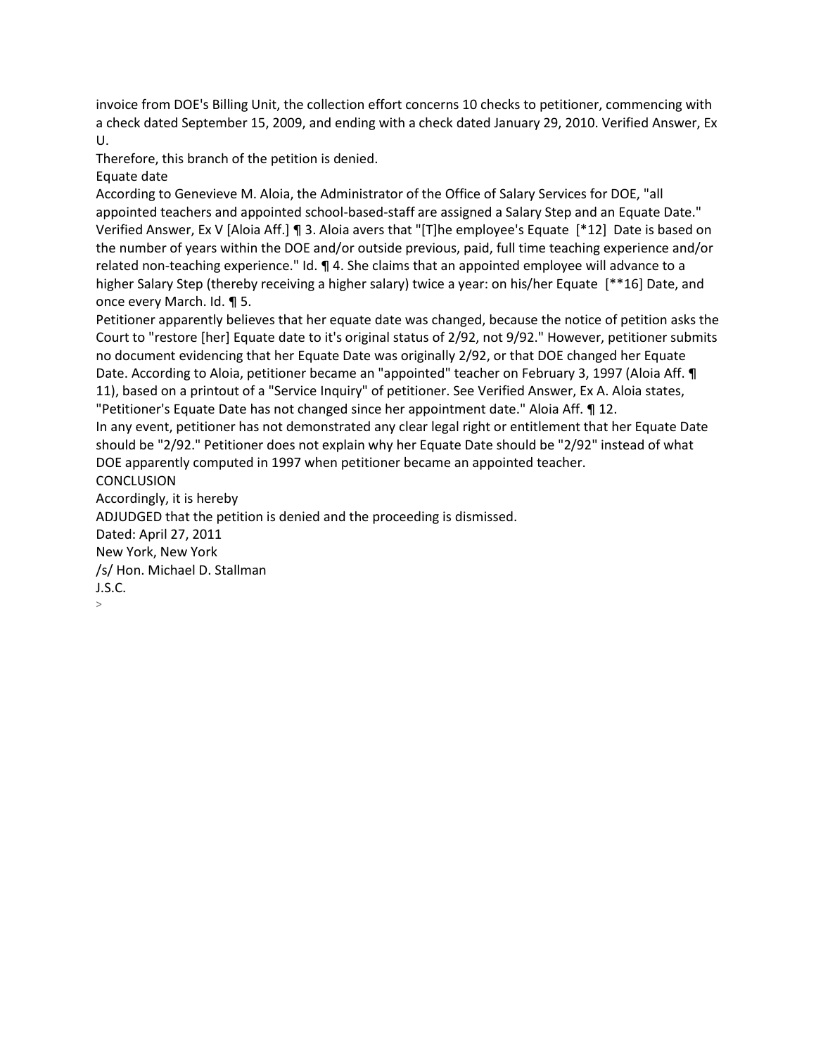invoice from DOE's Billing Unit, the collection effort concerns 10 checks to petitioner, commencing with a check dated September 15, 2009, and ending with a check dated January 29, 2010. Verified Answer, Ex U.

Therefore, this branch of the petition is denied.

Equate date

According to Genevieve M. Aloia, the Administrator of the Office of Salary Services for DOE, "all appointed teachers and appointed school-based-staff are assigned a Salary Step and an Equate Date." Verified Answer, Ex V [Aloia Aff.] ¶ 3. Aloia avers that "[T]he employee's Equate [*12] Date is based on the number of years within the DOE and/or outside previous, paid, full time teaching experience and/or related non-teaching experience." Id. ¶ 4. She claims that an appointed employee will advance to a higher Salary Step (thereby receiving a higher salary) twice a year: on his/her Equate [**16] Date, and once every March. Id. ¶ 5.

Petitioner apparently believes that her equate date was changed, because the notice of petition asks the Court to "restore [her] Equate date to it's original status of 2/92, not 9/92." However, petitioner submits no document evidencing that her Equate Date was originally 2/92, or that DOE changed her Equate Date. According to Aloia, petitioner became an "appointed" teacher on February 3, 1997 (Aloia Aff. ¶ 11), based on a printout of a "Service Inquiry" of petitioner. See Verified Answer, Ex A. Aloia states, "Petitioner's Equate Date has not changed since her appointment date." Aloia Aff. ¶ 12.

In any event, petitioner has not demonstrated any clear legal right or entitlement that her Equate Date should be "2/92." Petitioner does not explain why her Equate Date should be "2/92" instead of what DOE apparently computed in 1997 when petitioner became an appointed teacher.

CONCLUSION

Accordingly, it is hereby

ADJUDGED that the petition is denied and the proceeding is dismissed.

Dated: April 27, 2011

New York, New York

/s/ Hon. Michael D. Stallman

J.S.C.

>